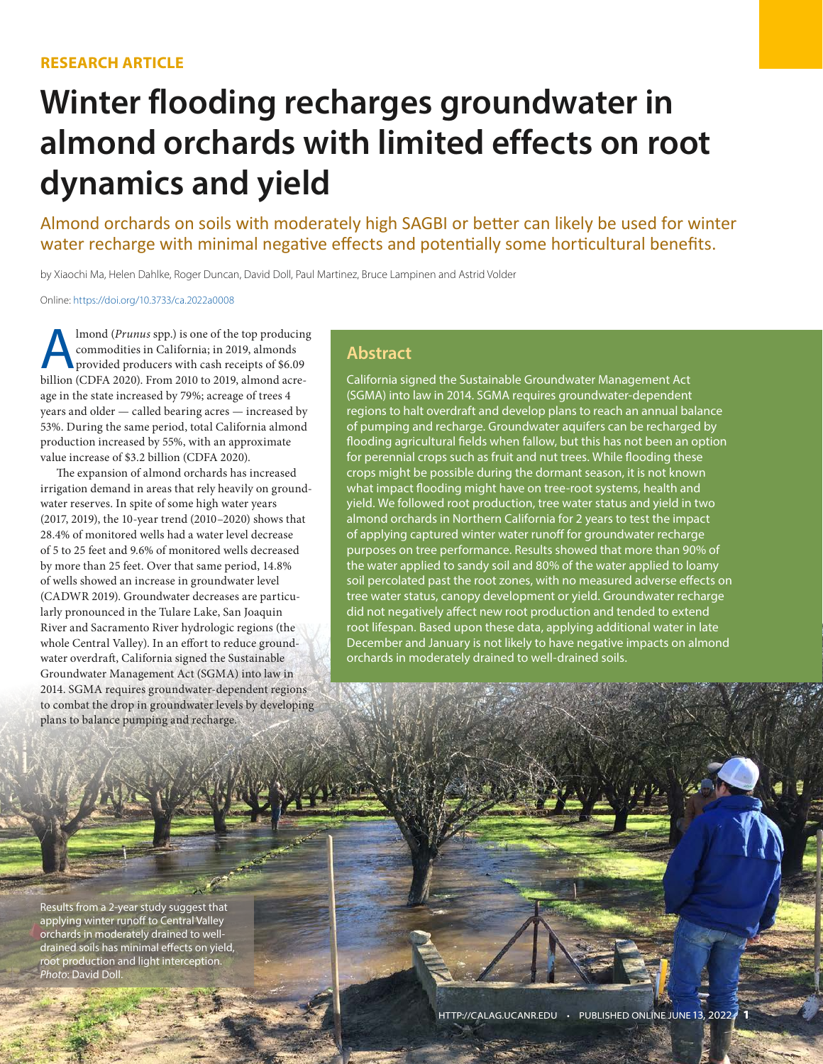**RESEARCH ARTICLE**

# Winter flooding recharges groundwater in almond orchards with limited effects on root dynamics and yield

Almond orchards on soils with moderately high SAGBI or better can likely be used for winter water recharge with minimal negative effects and potentially some horticultural benefits.

by Xiaochi Ma, Helen Dahlke, Roger Duncan, David Doll, Paul Martinez, Bruce Lampinen and Astrid Volder

Online: https://doi.org/10.3733/ca.2022a0008

## Abstract

California signed the Sustainable Groundwater Management Act (SGMA) into law in 2014. SGMA requires groundwater-dependent regions to halt overdraft and develop plans to reach an annual balance of pumping and recharge. Groundwater aquifers can be recharged by flooding agricultural fields when fallow, but this has not been an option for perennial crops such as fruit and nut trees. While flooding these crops might be possible during the dormant season, it is not known what impact flooding might have on tree-root systems, health and yield. We followed root production, tree water status and yield in two almond orchards in Northern California for 2 years to test the impact of applying captured winter water runoff for groundwater recharge purposes on tree performance. Results showed that more than 90% of the water applied to sandy soil and 80% of the water applied to loamy soil percolated past the root zones, with no measured adverse effects on tree water status, canopy development or yield. Groundwater recharge did not negatively affect new root production and tended to extend root lifespan. Based upon these data, applying additional water in late December and January is not likely to have negative impacts on almond orchards in moderately drained to well-drained soils.

Almond (*Prunus* spp.) is one of the top producing commodities in California; in 2019, almonds provided producers with cash receipts of $6.09 billion (CDFA 2020). From 2010 to 2019, almond acreage in the state increased by 79%; acreage of trees 4 years and older — called bearing acres — increased by 53%. During the same period, total California almond production increased by 55%, with an approximate value increase of $3.2 billion (CDFA 2020).

The expansion of almond orchards has increased irrigation demand in areas that rely heavily on groundwater reserves. In spite of some high water years (2017, 2019), the 10-year trend (2010–2020) shows that 28.4% of monitored wells had a water level decrease of 5 to 25 feet and 9.6% of monitored wells decreased by more than 25 feet. Over that same period, 14.8% of wells showed an increase in groundwater level (CADWR 2019). Groundwater decreases are particularly pronounced in the Tulare Lake, San Joaquin River and Sacramento River hydrologic regions (the whole Central Valley). In an effort to reduce groundwater overdraft, California signed the Sustainable Groundwater Management Act (SGMA) into law in 2014. SGMA requires groundwater-dependent regions to combat the drop in groundwater levels by developing plans to balance pumping and recharge.

Results from a 2-year study suggest that applying winter runoff to Central Valley orchards in moderately drained to well-drained soils has minimal effects on yield, root production and light interception. *Photo*: David Doll.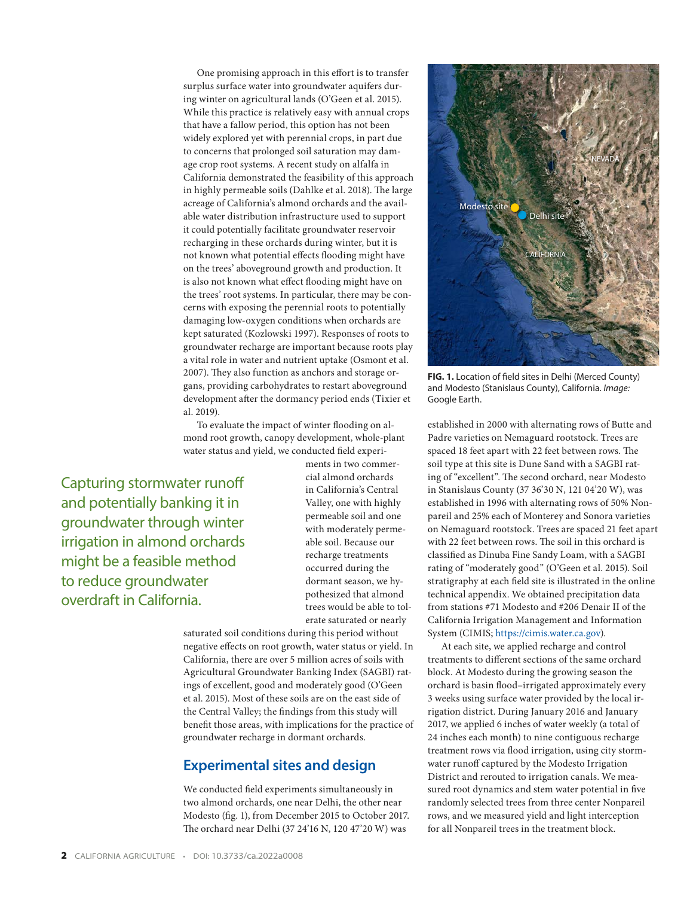One promising approach in this effort is to transfer surplus surface water into groundwater aquifers during winter on agricultural lands (O'Geen et al. 2015). While this practice is relatively easy with annual crops that have a fallow period, this option has not been widely explored yet with perennial crops, in part due to concerns that prolonged soil saturation may damage crop root systems. A recent study on alfalfa in California demonstrated the feasibility of this approach in highly permeable soils (Dahlke et al. 2018). The large acreage of California's almond orchards and the available water distribution infrastructure used to support it could potentially facilitate groundwater reservoir recharging in these orchards during winter, but it is not known what potential effects flooding might have on the trees' aboveground growth and production. It is also not known what effect flooding might have on the trees' root systems. In particular, there may be concerns with exposing the perennial roots to potentially damaging low-oxygen conditions when orchards are kept saturated (Kozlowski 1997). Responses of roots to groundwater recharge are important because roots play a vital role in water and nutrient uptake (Osmont et al. 2007). They also function as anchors and storage organs, providing carbohydrates to restart aboveground development after the dormancy period ends (Tixier et al. 2019).

To evaluate the impact of winter flooding on almond root growth, canopy development, whole-plant water status and yield, we conducted field experiments in two commercial almond orchards in California's Central Valley, one with highly permeable soil and one with moderately permeable soil. Because our recharge treatments occurred during the dormant season, we hypothesized that almond trees would be able to tolerate saturated or nearly saturated soil conditions during this period without negative effects on root growth, water status or yield. In California, there are over 5 million acres of soils with Agricultural Groundwater Banking Index (SAGBI) ratings of excellent, good and moderately good (O'Geen et al. 2015). Most of these soils are on the east side of the Central Valley; the findings from this study will benefit those areas, with implications for the practice of groundwater recharge in dormant orchards.

Capturing stormwater runoff and potentially banking it in groundwater through winter irrigation in almond orchards might be a feasible method to reduce groundwater overdraft in California.

## Experimental sites and design

We conducted field experiments simultaneously in two almond orchards, one near Delhi, the other near Modesto (fig. 1), from December 2015 to October 2017. The orchard near Delhi (37 24'16 N, 120 47'20 W) was established in 2000 with alternating rows of Butte and Padre varieties on Nemaguard rootstock. Trees are spaced 18 feet apart with 22 feet between rows. The soil type at this site is Dune Sand with a SAGBI rating of "excellent". The second orchard, near Modesto in Stanislaus County (37 36'30 N, 121 04'20 W), was established in 1996 with alternating rows of 50% Nonpareil and 25% each of Monterey and Sonora varieties on Nemaguard rootstock. Trees are spaced 21 feet apart with 22 feet between rows. The soil in this orchard is classified as Dinuba Fine Sandy Loam, with a SAGBI rating of "moderately good" (O'Geen et al. 2015). Soil stratigraphy at each field site is illustrated in the online technical appendix. We obtained precipitation data from stations #71 Modesto and #206 Denair II of the California Irrigation Management and Information System (CIMIS; https://cimis.water.ca.gov).

**FIG. 1.** Location of field sites in Delhi (Merced County) and Modesto (Stanislaus County), California. *Image:* Google Earth.

At each site, we applied recharge and control treatments to different sections of the same orchard block. At Modesto during the growing season the orchard is basin flood–irrigated approximately every 3 weeks using surface water provided by the local irrigation district. During January 2016 and January 2017, we applied 6 inches of water weekly (a total of 24 inches each month) to nine contiguous recharge treatment rows via flood irrigation, using city stormwater runoff captured by the Modesto Irrigation District and rerouted to irrigation canals. We measured root dynamics and stem water potential in five randomly selected trees from three center Nonpareil rows, and we measured yield and light interception for all Nonpareil trees in the treatment block.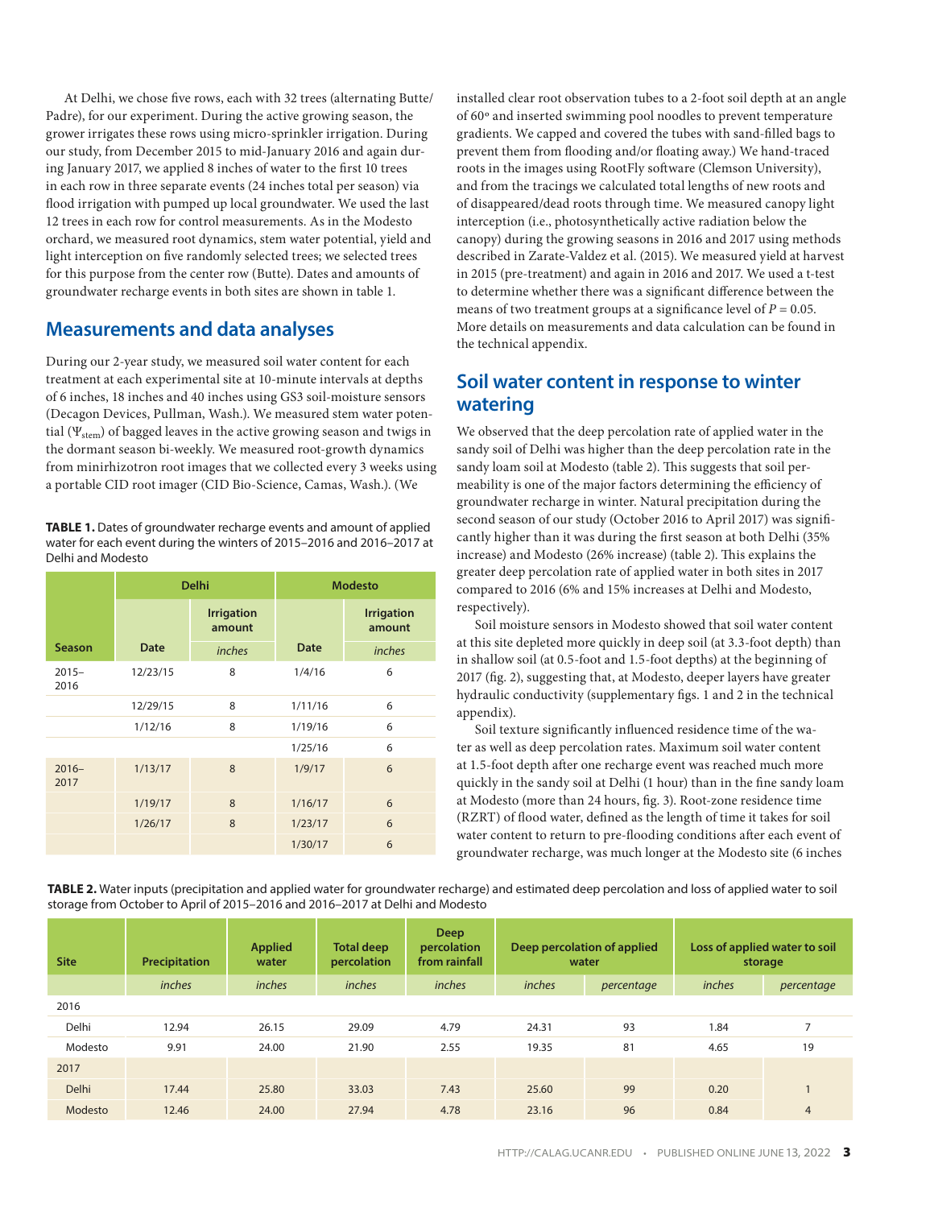At Delhi, we chose five rows, each with 32 trees (alternating Butte/Padre), for our experiment. During the active growing season, the grower irrigates these rows using micro-sprinkler irrigation. During our study, from December 2015 to mid-January 2016 and again during January 2017, we applied 8 inches of water to the first 10 trees in each row in three separate events (24 inches total per season) via flood irrigation with pumped up local groundwater. We used the last 12 trees in each row for control measurements. As in the Modesto orchard, we measured root dynamics, stem water potential, yield and light interception on five randomly selected trees; we selected trees for this purpose from the center row (Butte). Dates and amounts of groundwater recharge events in both sites are shown in table 1.

## Measurements and data analyses

During our 2-year study, we measured soil water content for each treatment at each experimental site at 10-minute intervals at depths of 6 inches, 18 inches and 40 inches using GS3 soil-moisture sensors (Decagon Devices, Pullman, Wash.). We measured stem water potential ($\Psi_{stem}$) of bagged leaves in the active growing season and twigs in the dormant season bi-weekly. We measured root-growth dynamics from minirhizotron root images that we collected every 3 weeks using a portable CID root imager (CID Bio-Science, Camas, Wash.). (We installed clear root observation tubes to a 2-foot soil depth at an angle of 60º and inserted swimming pool noodles to prevent temperature gradients. We capped and covered the tubes with sand-filled bags to prevent them from flooding and/or floating away.) We hand-traced roots in the images using RootFly software (Clemson University), and from the tracings we calculated total lengths of new roots and of disappeared/dead roots through time. We measured canopy light interception (i.e., photosynthetically active radiation below the canopy) during the growing seasons in 2016 and 2017 using methods described in Zarate-Valdez et al. (2015). We measured yield at harvest in 2015 (pre-treatment) and again in 2016 and 2017. We used a t-test to determine whether there was a significant difference between the means of two treatment groups at a significance level of $P = 0.05$. More details on measurements and data calculation can be found in the technical appendix.

**TABLE 1.** Dates of groundwater recharge events and amount of applied water for each event during the winters of 2015–2016 and 2016–2017 at Delhi and Modesto

| | Delhi | | Modesto | |
|---|---|---|---|---|
| | | Irrigation amount | | Irrigation amount |
| Season | Date | *inches* | Date | *inches* |
| 2015–2016 | 12/23/15 | 8 | 1/4/16 | 6 |
| | 12/29/15 | 8 | 1/11/16 | 6 |
| | 1/12/16 | 8 | 1/19/16 | 6 |
| | | | 1/25/16 | 6 |
| 2016–2017 | 1/13/17 | 8 | 1/9/17 | 6 |
| | 1/19/17 | 8 | 1/16/17 | 6 |
| | 1/26/17 | 8 | 1/23/17 | 6 |
| | | | 1/30/17 | 6 |

## Soil water content in response to winter watering

We observed that the deep percolation rate of applied water in the sandy soil of Delhi was higher than the deep percolation rate in the sandy loam soil at Modesto (table 2). This suggests that soil permeability is one of the major factors determining the efficiency of groundwater recharge in winter. Natural precipitation during the second season of our study (October 2016 to April 2017) was significantly higher than it was during the first season at both Delhi (35% increase) and Modesto (26% increase) (table 2). This explains the greater deep percolation rate of applied water in both sites in 2017 compared to 2016 (6% and 15% increases at Delhi and Modesto, respectively).

Soil moisture sensors in Modesto showed that soil water content at this site depleted more quickly in deep soil (at 3.3-foot depth) than in shallow soil (at 0.5-foot and 1.5-foot depths) at the beginning of 2017 (fig. 2), suggesting that, at Modesto, deeper layers have greater hydraulic conductivity (supplementary figs. 1 and 2 in the technical appendix).

Soil texture significantly influenced residence time of the water as well as deep percolation rates. Maximum soil water content at 1.5-foot depth after one recharge event was reached much more quickly in the sandy soil at Delhi (1 hour) than in the fine sandy loam at Modesto (more than 24 hours, fig. 3). Root-zone residence time (RZRT) of flood water, defined as the length of time it takes for soil water content to return to pre-flooding conditions after each event of groundwater recharge, was much longer at the Modesto site (6 inches

**TABLE 2.** Water inputs (precipitation and applied water for groundwater recharge) and estimated deep percolation and loss of applied water to soil storage from October to April of 2015–2016 and 2016–2017 at Delhi and Modesto

| Site | Precipitation | Applied water | Total deep percolation | Deep percolation from rainfall | Deep percolation of applied water | | Loss of applied water to soil storage | |
|---|---|---|---|---|---|---|---|---|
| | *inches* | *inches* | *inches* | *inches* | *inches* | *percentage* | *inches* | *percentage* |
| 2016 | | | | | | | | |
| Delhi | 12.94 | 26.15 | 29.09 | 4.79 | 24.31 | 93 | 1.84 | 7 |
| Modesto | 9.91 | 24.00 | 21.90 | 2.55 | 19.35 | 81 | 4.65 | 19 |
| 2017 | | | | | | | | |
| Delhi | 17.44 | 25.80 | 33.03 | 7.43 | 25.60 | 99 | 0.20 | 1 |
| Modesto | 12.46 | 24.00 | 27.94 | 4.78 | 23.16 | 96 | 0.84 | 4 |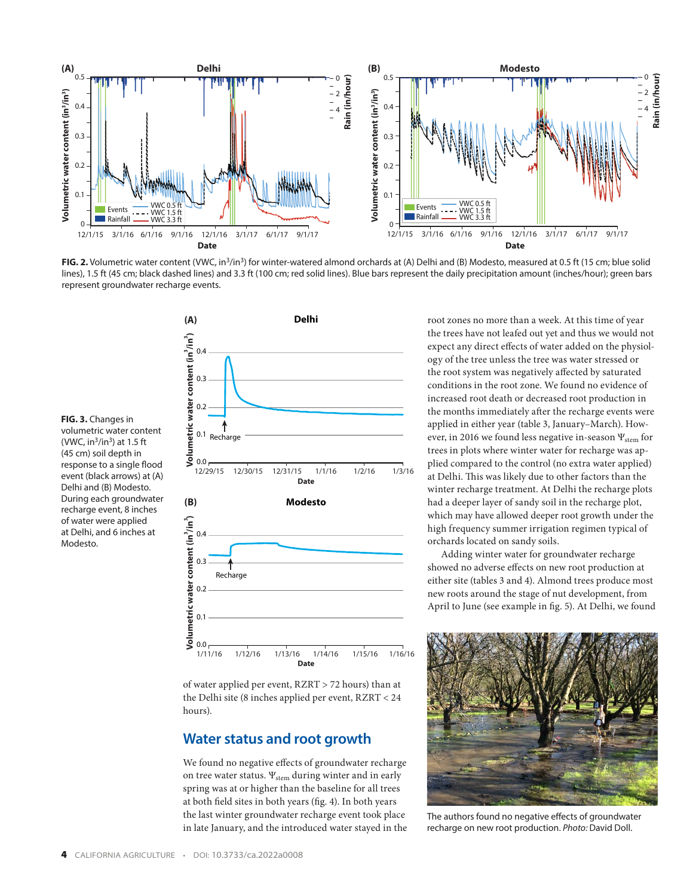**FIG. 2.** Volumetric water content (VWC, in$^3$/in$^3$) for winter-watered almond orchards at (A) Delhi and (B) Modesto, measured at 0.5 ft (15 cm; blue solid lines), 1.5 ft (45 cm; black dashed lines) and 3.3 ft (100 cm; red solid lines). Blue bars represent the daily precipitation amount (inches/hour); green bars represent groundwater recharge events.

**FIG. 3.** Changes in volumetric water content (VWC, in$^3$/in$^3$) at 1.5 ft (45 cm) soil depth in response to a single flood event (black arrows) at (A) Delhi and (B) Modesto. During each groundwater recharge event, 8 inches of water were applied at Delhi, and 6 inches at Modesto.

of water applied per event, RZRT > 72 hours) than at the Delhi site (8 inches applied per event, RZRT < 24 hours).

## Water status and root growth

We found no negative effects of groundwater recharge on tree water status. $\Psi_{stem}$ during winter and in early spring was at or higher than the baseline for all trees at both field sites in both years (fig. 4). In both years the last winter groundwater recharge event took place in late January, and the introduced water stayed in the root zones no more than a week. At this time of year the trees have not leafed out yet and thus we would not expect any direct effects of water added on the physiology of the tree unless the tree was water stressed or the root system was negatively affected by saturated conditions in the root zone. We found no evidence of increased root death or decreased root production in the months immediately after the recharge events were applied in either year (table 3, January–March). However, in 2016 we found less negative in-season $\Psi_{stem}$ for trees in plots where winter water for recharge was applied compared to the control (no extra water applied) at Delhi. This was likely due to other factors than the winter recharge treatment. At Delhi the recharge plots had a deeper layer of sandy soil in the recharge plot, which may have allowed deeper root growth under the high frequency summer irrigation regimen typical of orchards located on sandy soils.

Adding winter water for groundwater recharge showed no adverse effects on new root production at either site (tables 3 and 4). Almond trees produce most new roots around the stage of nut development, from April to June (see example in fig. 5). At Delhi, we found

The authors found no negative effects of groundwater recharge on new root production. *Photo:* David Doll.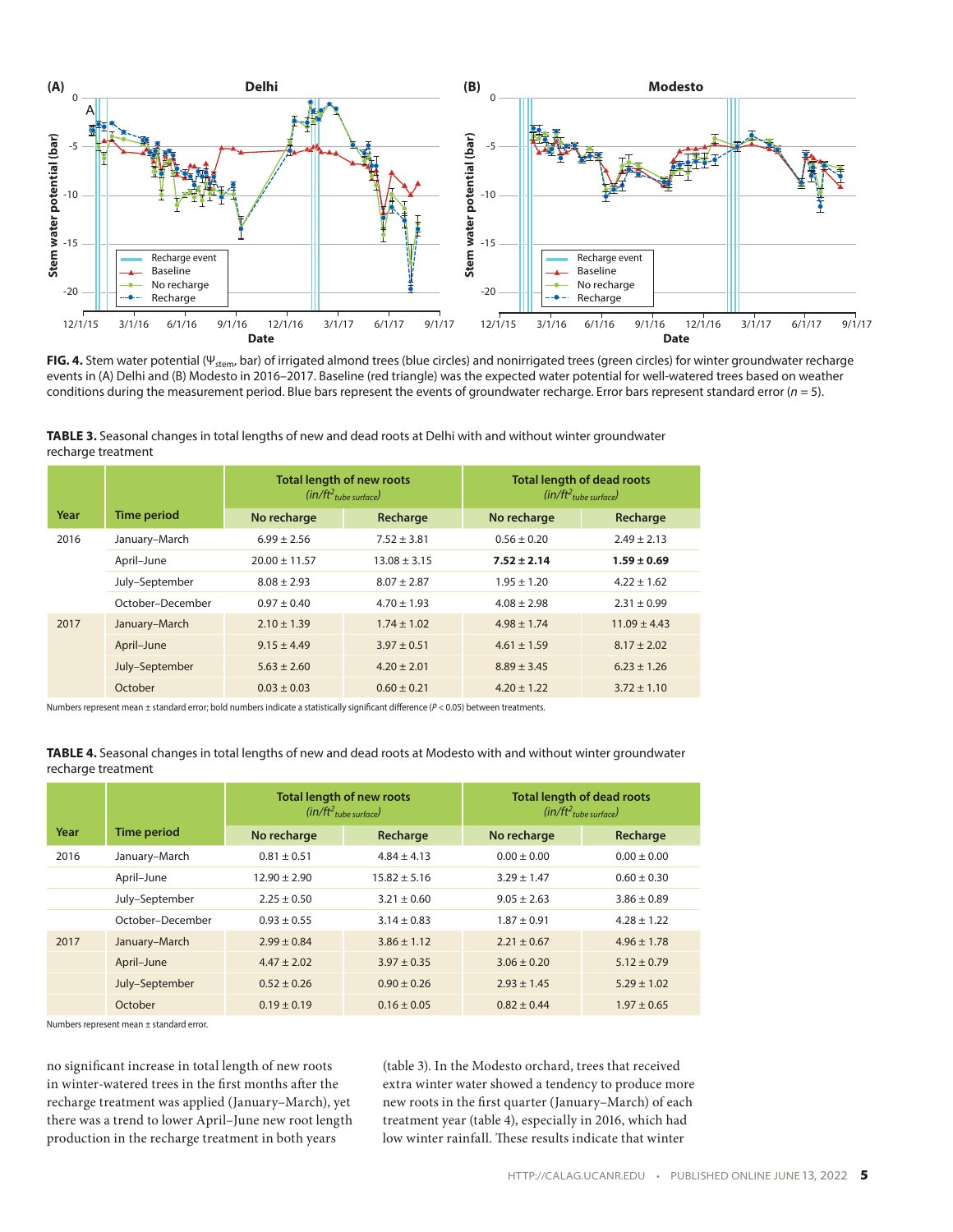**FIG. 4.** Stem water potential ($\Psi_{stem}$, bar) of irrigated almond trees (blue circles) and nonirrigated trees (green circles) for winter groundwater recharge events in (A) Delhi and (B) Modesto in 2016–2017. Baseline (red triangle) was the expected water potential for well-watered trees based on weather conditions during the measurement period. Blue bars represent the events of groundwater recharge. Error bars represent standard error ($n$ = 5).

**TABLE 3.** Seasonal changes in total lengths of new and dead roots at Delhi with and without winter groundwater recharge treatment

| Year | Time period | Total length of new roots ($in/ft^2_{tube\ surface}$) | | Total length of dead roots ($in/ft^2_{tube\ surface}$) | |
|---|---|---|---|---|---|
| | | No recharge | Recharge | No recharge | Recharge |
| 2016 | January–March | 6.99 ± 2.56 | 7.52 ± 3.81 | 0.56 ± 0.20 | 2.49 ± 2.13 |
| | April–June | 20.00 ± 11.57 | 13.08 ± 3.15 | **7.52 ± 2.14** | **1.59 ± 0.69** |
| | July–September | 8.08 ± 2.93 | 8.07 ± 2.87 | 1.95 ± 1.20 | 4.22 ± 1.62 |
| | October–December | 0.97 ± 0.40 | 4.70 ± 1.93 | 4.08 ± 2.98 | 2.31 ± 0.99 |
| 2017 | January–March | 2.10 ± 1.39 | 1.74 ± 1.02 | 4.98 ± 1.74 | 11.09 ± 4.43 |
| | April–June | 9.15 ± 4.49 | 3.97 ± 0.51 | 4.61 ± 1.59 | 8.17 ± 2.02 |
| | July–September | 5.63 ± 2.60 | 4.20 ± 2.01 | 8.89 ± 3.45 | 6.23 ± 1.26 |
| | October | 0.03 ± 0.03 | 0.60 ± 0.21 | 4.20 ± 1.22 | 3.72 ± 1.10 |

Numbers represent mean ± standard error; bold numbers indicate a statistically significant difference ($P < 0.05$) between treatments.

**TABLE 4.** Seasonal changes in total lengths of new and dead roots at Modesto with and without winter groundwater recharge treatment

| Year | Time period | Total length of new roots ($in/ft^2_{tube\ surface}$) | | Total length of dead roots ($in/ft^2_{tube\ surface}$) | |
|---|---|---|---|---|---|
| | | No recharge | Recharge | No recharge | Recharge |
| 2016 | January–March | 0.81 ± 0.51 | 4.84 ± 4.13 | 0.00 ± 0.00 | 0.00 ± 0.00 |
| | April–June | 12.90 ± 2.90 | 15.82 ± 5.16 | 3.29 ± 1.47 | 0.60 ± 0.30 |
| | July–September | 2.25 ± 0.50 | 3.21 ± 0.60 | 9.05 ± 2.63 | 3.86 ± 0.89 |
| | October–December | 0.93 ± 0.55 | 3.14 ± 0.83 | 1.87 ± 0.91 | 4.28 ± 1.22 |
| 2017 | January–March | 2.99 ± 0.84 | 3.86 ± 1.12 | 2.21 ± 0.67 | 4.96 ± 1.78 |
| | April–June | 4.47 ± 2.02 | 3.97 ± 0.35 | 3.06 ± 0.20 | 5.12 ± 0.79 |
| | July–September | 0.52 ± 0.26 | 0.90 ± 0.26 | 2.93 ± 1.45 | 5.29 ± 1.02 |
| | October | 0.19 ± 0.19 | 0.16 ± 0.05 | 0.82 ± 0.44 | 1.97 ± 0.65 |

Numbers represent mean ± standard error.

no significant increase in total length of new roots in winter-watered trees in the first months after the recharge treatment was applied (January–March), yet there was a trend to lower April–June new root length production in the recharge treatment in both years (table 3). In the Modesto orchard, trees that received extra winter water showed a tendency to produce more new roots in the first quarter (January–March) of each treatment year (table 4), especially in 2016, which had low winter rainfall. These results indicate that winter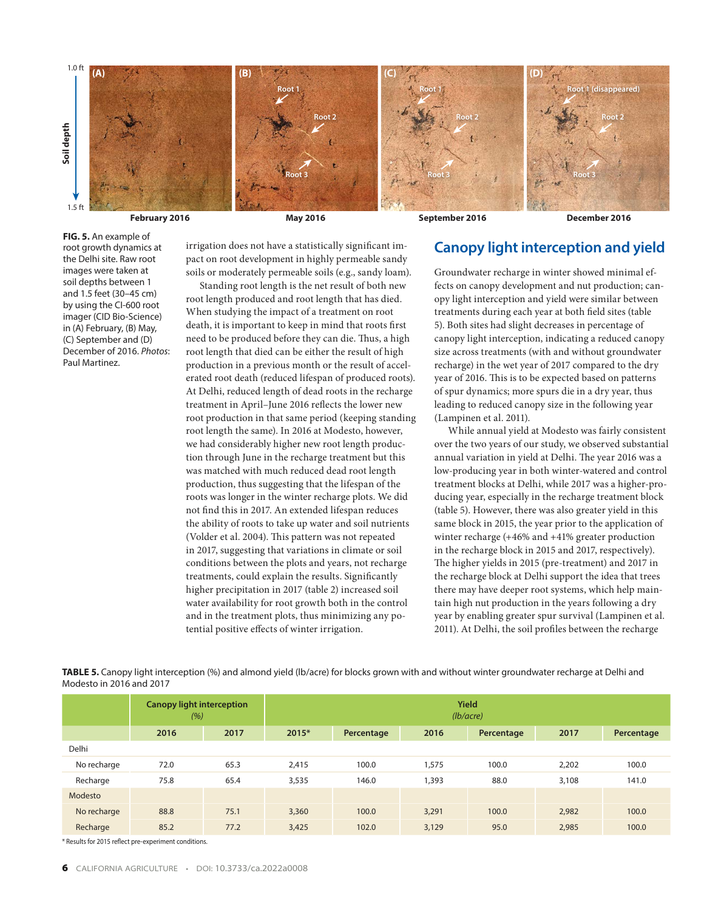**FIG. 5.** An example of root growth dynamics at the Delhi site. Raw root images were taken at soil depths between 1 and 1.5 feet (30–45 cm) by using the CI-600 root imager (CID Bio-Science) in (A) February, (B) May, (C) September and (D) December of 2016. *Photos*: Paul Martinez.

irrigation does not have a statistically significant impact on root development in highly permeable sandy soils or moderately permeable soils (e.g., sandy loam).

Standing root length is the net result of both new root length produced and root length that has died. When studying the impact of a treatment on root death, it is important to keep in mind that roots first need to be produced before they can die. Thus, a high root length that died can be either the result of high production in a previous month or the result of accelerated root death (reduced lifespan of produced roots). At Delhi, reduced length of dead roots in the recharge treatment in April–June 2016 reflects the lower new root production in that same period (keeping standing root length the same). In 2016 at Modesto, however, we had considerably higher new root length production through June in the recharge treatment but this was matched with much reduced dead root length production, thus suggesting that the lifespan of the roots was longer in the winter recharge plots. We did not find this in 2017. An extended lifespan reduces the ability of roots to take up water and soil nutrients (Volder et al. 2004). This pattern was not repeated in 2017, suggesting that variations in climate or soil conditions between the plots and years, not recharge treatments, could explain the results. Significantly higher precipitation in 2017 (table 2) increased soil water availability for root growth both in the control and in the treatment plots, thus minimizing any potential positive effects of winter irrigation.

## Canopy light interception and yield

Groundwater recharge in winter showed minimal effects on canopy development and nut production; canopy light interception and yield were similar between treatments during each year at both field sites (table 5). Both sites had slight decreases in percentage of canopy light interception, indicating a reduced canopy size across treatments (with and without groundwater recharge) in the wet year of 2017 compared to the dry year of 2016. This is to be expected based on patterns of spur dynamics; more spurs die in a dry year, thus leading to reduced canopy size in the following year (Lampinen et al. 2011).

While annual yield at Modesto was fairly consistent over the two years of our study, we observed substantial annual variation in yield at Delhi. The year 2016 was a low-producing year in both winter-watered and control treatment blocks at Delhi, while 2017 was a higher-producing year, especially in the recharge treatment block (table 5). However, there was also greater yield in this same block in 2015, the year prior to the application of winter recharge (+46% and +41% greater production in the recharge block in 2015 and 2017, respectively). The higher yields in 2015 (pre-treatment) and 2017 in the recharge block at Delhi support the idea that trees there may have deeper root systems, which help maintain high nut production in the years following a dry year by enabling greater spur survival (Lampinen et al. 2011). At Delhi, the soil profiles between the recharge

**TABLE 5.** Canopy light interception (%) and almond yield (lb/acre) for blocks grown with and without winter groundwater recharge at Delhi and Modesto in 2016 and 2017

| | Canopy light interception (%) | | Yield (lb/acre) | | | | | |
|---|---|---|---|---|---|---|---|---|
| | 2016 | 2017 | 2015* | Percentage | 2016 | Percentage | 2017 | Percentage |
| Delhi | | | | | | | | |
| No recharge | 72.0 | 65.3 | 2,415 | 100.0 | 1,575 | 100.0 | 2,202 | 100.0 |
| Recharge | 75.8 | 65.4 | 3,535 | 146.0 | 1,393 | 88.0 | 3,108 | 141.0 |
| Modesto | | | | | | | | |
| No recharge | 88.8 | 75.1 | 3,360 | 100.0 | 3,291 | 100.0 | 2,982 | 100.0 |
| Recharge | 85.2 | 77.2 | 3,425 | 102.0 | 3,129 | 95.0 | 2,985 | 100.0 |

\* Results for 2015 reflect pre-experiment conditions.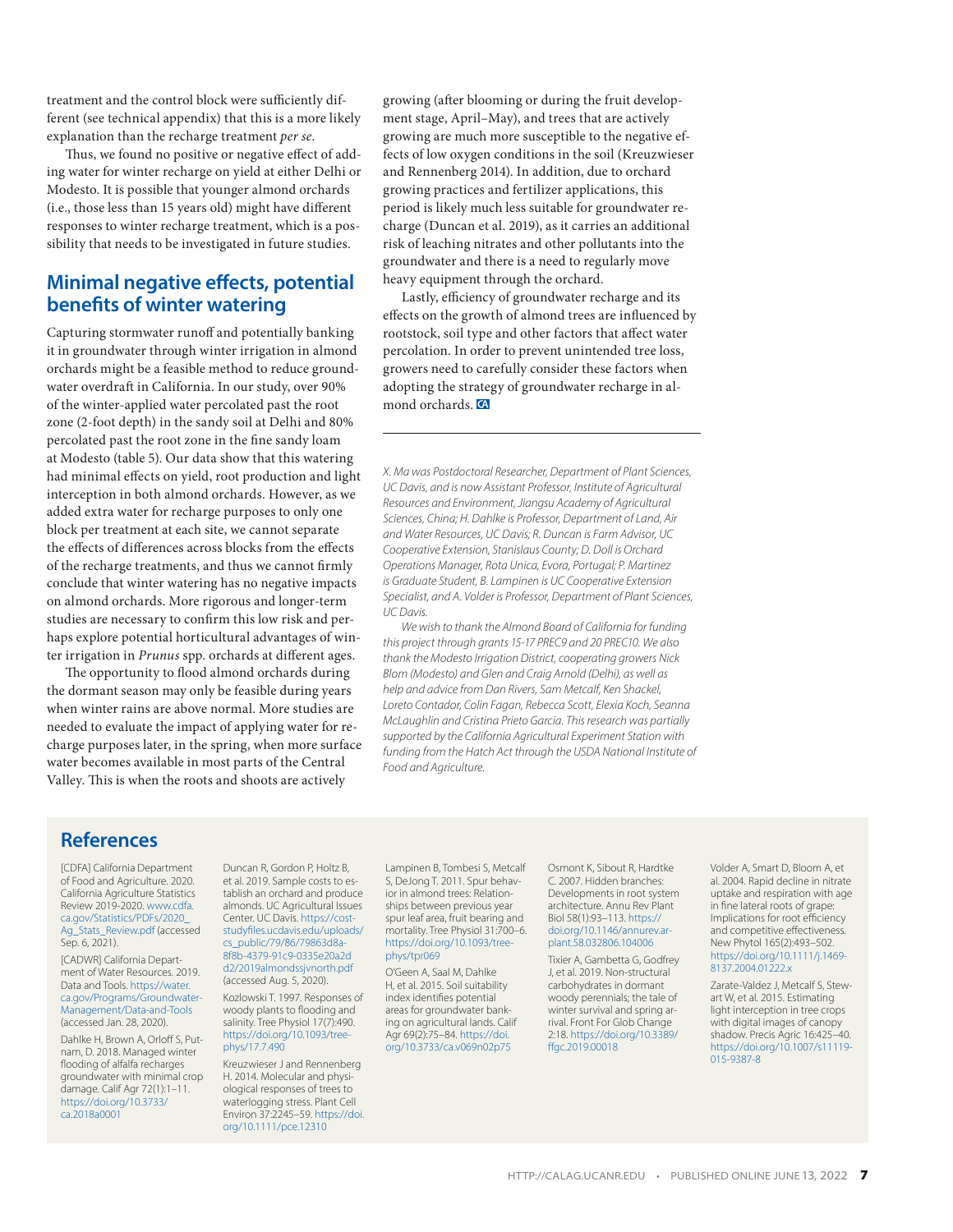treatment and the control block were sufficiently different (see technical appendix) that this is a more likely explanation than the recharge treatment *per se*.

Thus, we found no positive or negative effect of adding water for winter recharge on yield at either Delhi or Modesto. It is possible that younger almond orchards (i.e., those less than 15 years old) might have different responses to winter recharge treatment, which is a possibility that needs to be investigated in future studies.

## Minimal negative effects, potential benefits of winter watering

Capturing stormwater runoff and potentially banking it in groundwater through winter irrigation in almond orchards might be a feasible method to reduce groundwater overdraft in California. In our study, over 90% of the winter-applied water percolated past the root zone (2-foot depth) in the sandy soil at Delhi and 80% percolated past the root zone in the fine sandy loam at Modesto (table 5). Our data show that this watering had minimal effects on yield, root production and light interception in both almond orchards. However, as we added extra water for recharge purposes to only one block per treatment at each site, we cannot separate the effects of differences across blocks from the effects of the recharge treatments, and thus we cannot firmly conclude that winter watering has no negative impacts on almond orchards. More rigorous and longer-term studies are necessary to confirm this low risk and perhaps explore potential horticultural advantages of winter irrigation in *Prunus* spp. orchards at different ages.

The opportunity to flood almond orchards during the dormant season may only be feasible during years when winter rains are above normal. More studies are needed to evaluate the impact of applying water for recharge purposes later, in the spring, when more surface water becomes available in most parts of the Central Valley. This is when the roots and shoots are actively growing (after blooming or during the fruit development stage, April–May), and trees that are actively growing are much more susceptible to the negative effects of low oxygen conditions in the soil (Kreuzwieser and Rennenberg 2014). In addition, due to orchard growing practices and fertilizer applications, this period is likely much less suitable for groundwater recharge (Duncan et al. 2019), as it carries an additional risk of leaching nitrates and other pollutants into the groundwater and there is a need to regularly move heavy equipment through the orchard.

Lastly, efficiency of groundwater recharge and its effects on the growth of almond trees are influenced by rootstock, soil type and other factors that affect water percolation. In order to prevent unintended tree loss, growers need to carefully consider these factors when adopting the strategy of groundwater recharge in almond orchards. CA

---

*X. Ma was Postdoctoral Researcher, Department of Plant Sciences, UC Davis, and is now Assistant Professor, Institute of Agricultural Resources and Environment, Jiangsu Academy of Agricultural Sciences, China; H. Dahlke is Professor, Department of Land, Air and Water Resources, UC Davis; R. Duncan is Farm Advisor, UC Cooperative Extension, Stanislaus County; D. Doll is Orchard Operations Manager, Rota Unica, Evora, Portugal; P. Martinez is Graduate Student, B. Lampinen is UC Cooperative Extension Specialist, and A. Volder is Professor, Department of Plant Sciences, UC Davis.*

*We wish to thank the Almond Board of California for funding this project through grants 15-17 PREC9 and 20 PREC10. We also thank the Modesto Irrigation District, cooperating growers Nick Blom (Modesto) and Glen and Craig Arnold (Delhi), as well as help and advice from Dan Rivers, Sam Metcalf, Ken Shackel, Loreto Contador, Colin Fagan, Rebecca Scott, Elexia Koch, Seanna McLaughlin and Cristina Prieto Garcia. This research was partially supported by the California Agricultural Experiment Station with funding from the Hatch Act through the USDA National Institute of Food and Agriculture.*

## References

[CDFA] California Department of Food and Agriculture. 2020. California Agriculture Statistics Review 2019-2020. www.cdfa.ca.gov/Statistics/PDFs/2020_Ag_Stats_Review.pdf (accessed Sep. 6, 2021).

[CADWR] California Department of Water Resources. 2019. Data and Tools. https://water.ca.gov/Programs/Groundwater-Management/Data-and-Tools (accessed Jan. 28, 2020).

Dahlke H, Brown A, Orloff S, Putnam, D. 2018. Managed winter flooding of alfalfa recharges groundwater with minimal crop damage. Calif Agr 72(1):1–11. https://doi.org/10.3733/ca.2018a0001

Duncan R, Gordon P, Holtz B, et al. 2019. Sample costs to establish an orchard and produce almonds. UC Agricultural Issues Center. UC Davis. https://coststudyfiles.ucdavis.edu/uploads/cs_public/79/86/79863d8a-8f8b-4379-91c9-0335e20a2dd2/2019almondssjvnorth.pdf (accessed Aug. 5, 2020).

Kozlowski T. 1997. Responses of woody plants to flooding and salinity. Tree Physiol 17(7):490. https://doi.org/10.1093/treephys/17.7.490

Kreuzwieser J and Rennenberg H. 2014. Molecular and physiological responses of trees to waterlogging stress. Plant Cell Environ 37:2245–59. https://doi.org/10.1111/pce.12310

Lampinen B, Tombesi S, Metcalf S, DeJong T. 2011. Spur behavior in almond trees: Relationships between previous year spur leaf area, fruit bearing and mortality. Tree Physiol 31:700–6. https://doi.org/10.1093/treephys/tpr069

O'Geen A, Saal M, Dahlke H, et al. 2015. Soil suitability index identifies potential areas for groundwater banking on agricultural lands. Calif Agr 69(2):75–84. https://doi.org/10.3733/ca.v069n02p75

Osmont K, Sibout R, Hardtke C. 2007. Hidden branches: Developments in root system architecture. Annu Rev Plant Biol 58(1):93–113. https://doi.org/10.1146/annurev.arplant.58.032806.104006

Tixier A, Gambetta G, Godfrey J, et al. 2019. Non-structural carbohydrates in dormant woody perennials; the tale of winter survival and spring arrival. Front For Glob Change 2:18. https://doi.org/10.3389/ffgc.2019.00018

Volder A, Smart D, Bloom A, et al. 2004. Rapid decline in nitrate uptake and respiration with age in fine lateral roots of grape: Implications for root efficiency and competitive effectiveness. New Phytol 165(2):493–502. https://doi.org/10.1111/j.1469-8137.2004.01222.x

Zarate-Valdez J, Metcalf S, Stewart W, et al. 2015. Estimating light interception in tree crops with digital images of canopy shadow. Precis Agric 16:425–40. https://doi.org/10.1007/s11119-015-9387-8